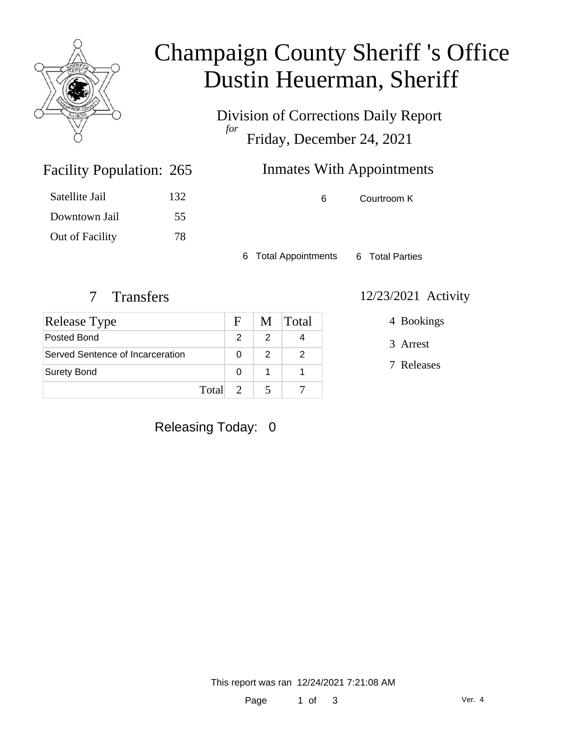# Champaign County Sheriff 's Office
# Dustin Heuerman, Sheriff

Division of Corrections Daily Report
*for*
Friday, December 24, 2021

## Facility Population: 265

| | |
|---|---|
| Satellite Jail | 132 |
| Downtown Jail | 55 |
| Out of Facility | 78 |

## Inmates With Appointments

| | |
|---|---|
| 6 | Courtroom K |

6 Total Appointments    6 Total Parties

## 7 Transfers

| Release Type | F | M | Total |
|---|---|---|---|
| Posted Bond | 2 | 2 | 4 |
| Served Sentence of Incarceration | 0 | 2 | 2 |
| Surety Bond | 0 | 1 | 1 |
| Total | 2 | 5 | 7 |

## 12/23/2021 Activity

- 4 Bookings
- 3 Arrest
- 7 Releases

Releasing Today: 0

This report was ran 12/24/2021 7:21:08 AM

Ver. 4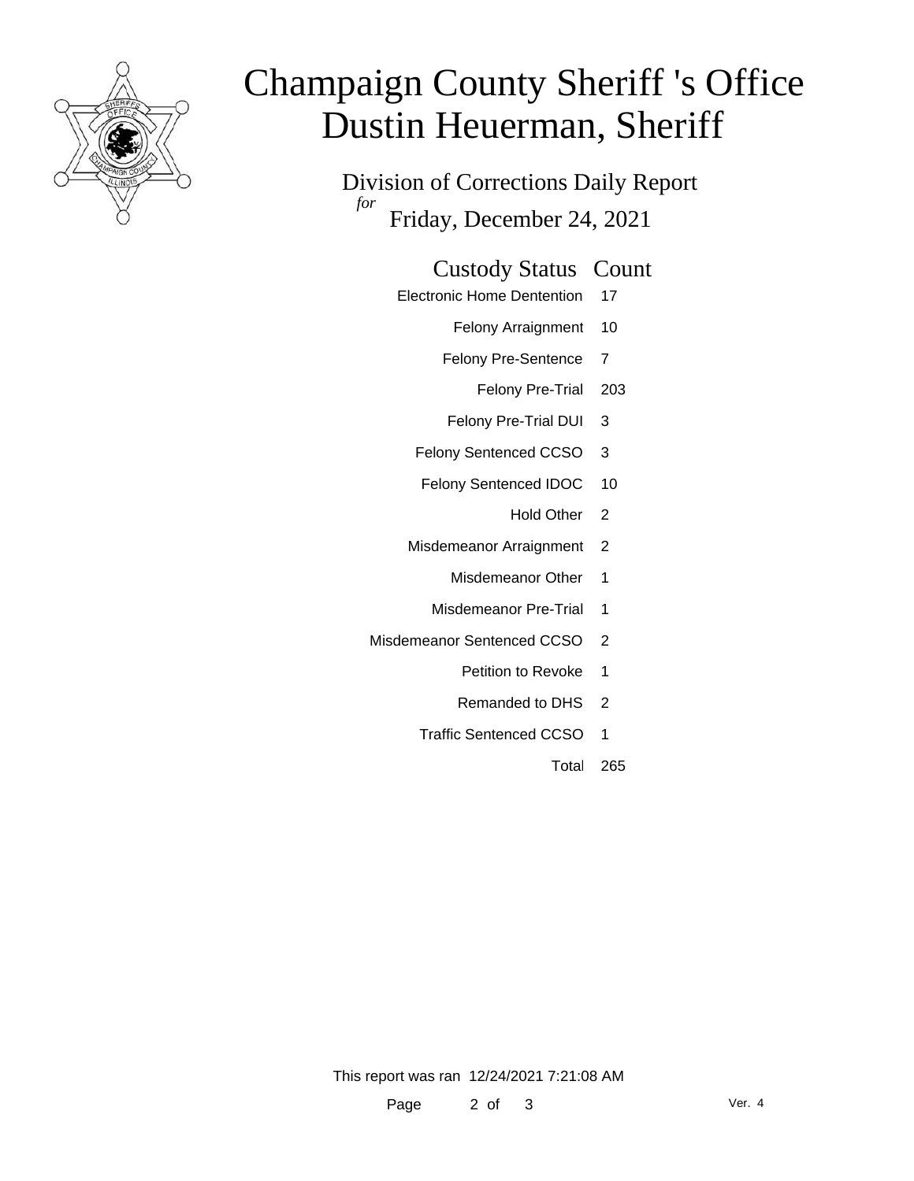# Champaign County Sheriff 's Office
# Dustin Heuerman, Sheriff

## Division of Corrections Daily Report

*for*

Friday, December 24, 2021

| Custody Status | Count |
|---|---|
| Electronic Home Dentention | 17 |
| Felony Arraignment | 10 |
| Felony Pre-Sentence | 7 |
| Felony Pre-Trial | 203 |
| Felony Pre-Trial DUI | 3 |
| Felony Sentenced CCSO | 3 |
| Felony Sentenced IDOC | 10 |
| Hold Other | 2 |
| Misdemeanor Arraignment | 2 |
| Misdemeanor Other | 1 |
| Misdemeanor Pre-Trial | 1 |
| Misdemeanor Sentenced CCSO | 2 |
| Petition to Revoke | 1 |
| Remanded to DHS | 2 |
| Traffic Sentenced CCSO | 1 |
| Total | 265 |

This report was ran 12/24/2021 7:21:08 AM

Ver. 4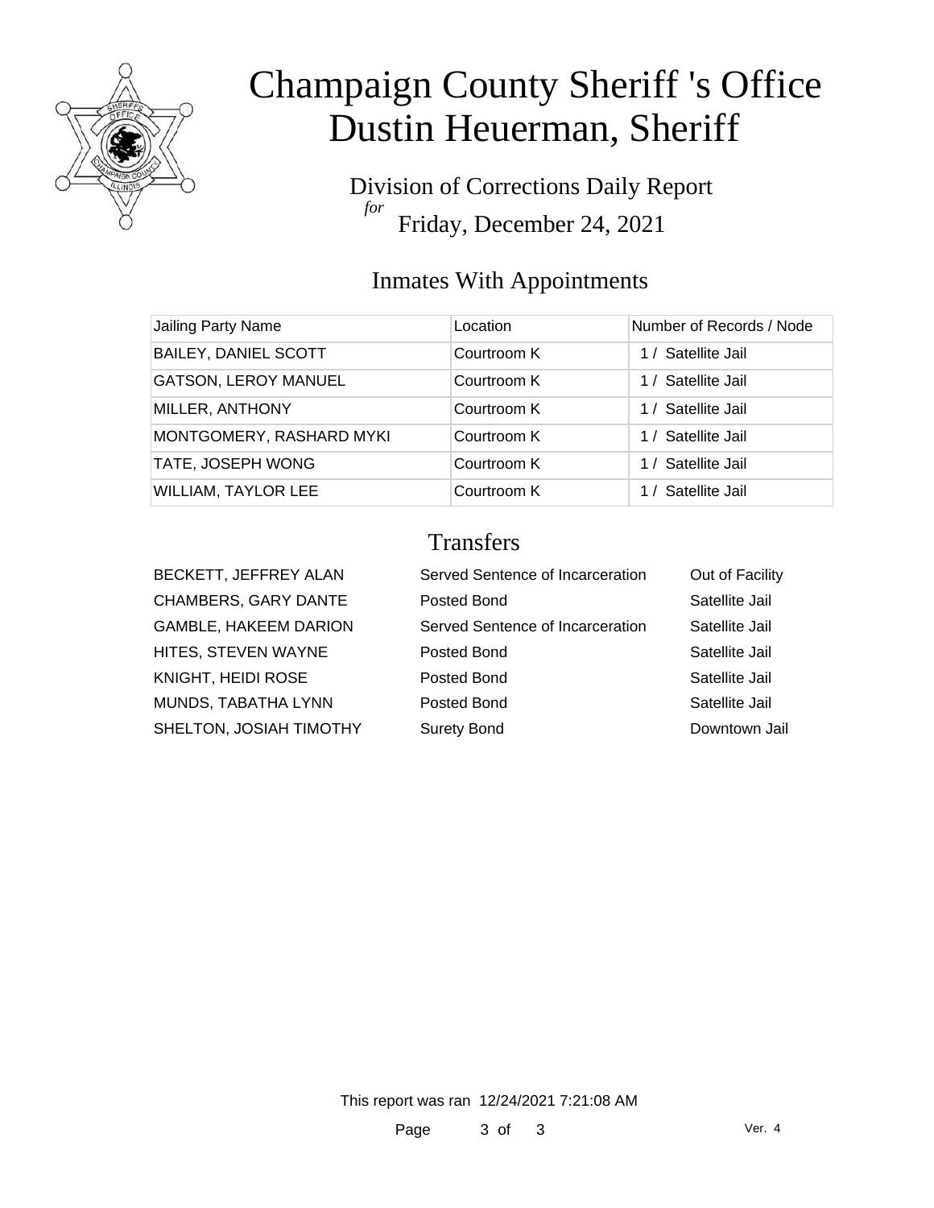# Champaign County Sheriff 's Office
# Dustin Heuerman, Sheriff

Division of Corrections Daily Report
*for*
Friday, December 24, 2021

## Inmates With Appointments

| Jailing Party Name | Location | Number of Records / Node |
|---|---|---|
| BAILEY, DANIEL SCOTT | Courtroom K | 1 / Satellite Jail |
| GATSON, LEROY MANUEL | Courtroom K | 1 / Satellite Jail |
| MILLER, ANTHONY | Courtroom K | 1 / Satellite Jail |
| MONTGOMERY, RASHARD MYKI | Courtroom K | 1 / Satellite Jail |
| TATE, JOSEPH WONG | Courtroom K | 1 / Satellite Jail |
| WILLIAM, TAYLOR LEE | Courtroom K | 1 / Satellite Jail |

## Transfers

| | | |
|---|---|---|
| BECKETT, JEFFREY ALAN | Served Sentence of Incarceration | Out of Facility |
| CHAMBERS, GARY DANTE | Posted Bond | Satellite Jail |
| GAMBLE, HAKEEM DARION | Served Sentence of Incarceration | Satellite Jail |
| HITES, STEVEN WAYNE | Posted Bond | Satellite Jail |
| KNIGHT, HEIDI ROSE | Posted Bond | Satellite Jail |
| MUNDS, TABATHA LYNN | Posted Bond | Satellite Jail |
| SHELTON, JOSIAH TIMOTHY | Surety Bond | Downtown Jail |

This report was ran 12/24/2021 7:21:08 AM